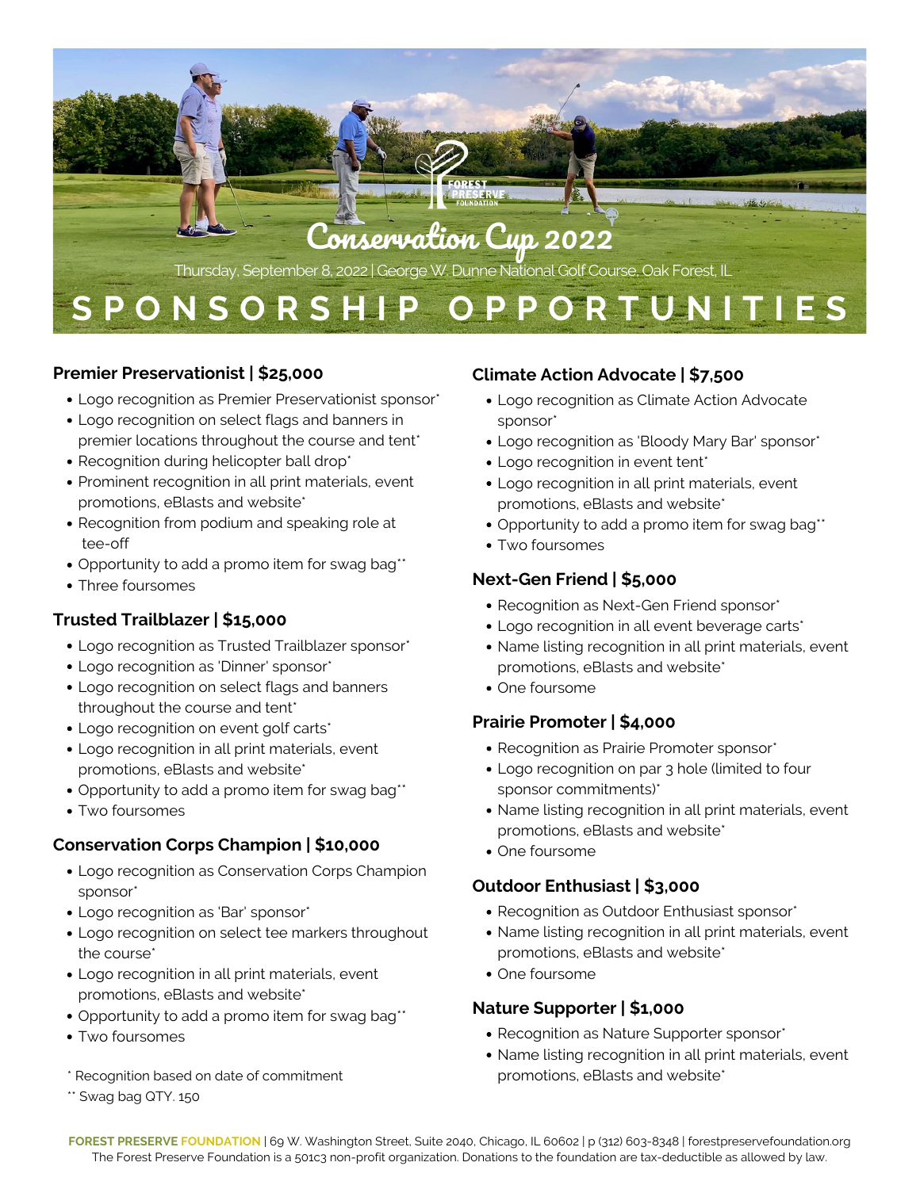FOREST PRESERVE FOUNDATION

# Conservation Cup 2022

Thursday, September 8, 2022 | George W. Dunne National Golf Course, Oak Forest, IL

# SPONSORSHIP OPPORTUNITIES

### Premier Preservationist | $25,000

- Logo recognition as Premier Preservationist sponsor*
- Logo recognition on select flags and banners in premier locations throughout the course and tent*
- Recognition during helicopter ball drop*
- Prominent recognition in all print materials, event promotions, eBlasts and website*
- Recognition from podium and speaking role at tee-off
- Opportunity to add a promo item for swag bag**
- Three foursomes

### Trusted Trailblazer | $15,000

- Logo recognition as Trusted Trailblazer sponsor*
- Logo recognition as 'Dinner' sponsor*
- Logo recognition on select flags and banners throughout the course and tent*
- Logo recognition on event golf carts*
- Logo recognition in all print materials, event promotions, eBlasts and website*
- Opportunity to add a promo item for swag bag**
- Two foursomes

### Conservation Corps Champion | $10,000

- Logo recognition as Conservation Corps Champion sponsor*
- Logo recognition as 'Bar' sponsor*
- Logo recognition on select tee markers throughout the course*
- Logo recognition in all print materials, event promotions, eBlasts and website*
- Opportunity to add a promo item for swag bag**
- Two foursomes

### Climate Action Advocate | $7,500

- Logo recognition as Climate Action Advocate sponsor*
- Logo recognition as 'Bloody Mary Bar' sponsor*
- Logo recognition in event tent*
- Logo recognition in all print materials, event promotions, eBlasts and website*
- Opportunity to add a promo item for swag bag**
- Two foursomes

### Next-Gen Friend | $5,000

- Recognition as Next-Gen Friend sponsor*
- Logo recognition in all event beverage carts*
- Name listing recognition in all print materials, event promotions, eBlasts and website*
- One foursome

### Prairie Promoter | $4,000

- Recognition as Prairie Promoter sponsor*
- Logo recognition on par 3 hole (limited to four sponsor commitments)*
- Name listing recognition in all print materials, event promotions, eBlasts and website*
- One foursome

### Outdoor Enthusiast | $3,000

- Recognition as Outdoor Enthusiast sponsor*
- Name listing recognition in all print materials, event promotions, eBlasts and website*
- One foursome

### Nature Supporter | $1,000

- Recognition as Nature Supporter sponsor*
- Name listing recognition in all print materials, event promotions, eBlasts and website*

\* Recognition based on date of commitment

** Swag bag QTY. 150

**FOREST PRESERVE FOUNDATION** | 69 W. Washington Street, Suite 2040, Chicago, IL 60602 | p (312) 603-8348 | forestpreservefoundation.org
The Forest Preserve Foundation is a 501c3 non-profit organization. Donations to the foundation are tax-deductible as allowed by law.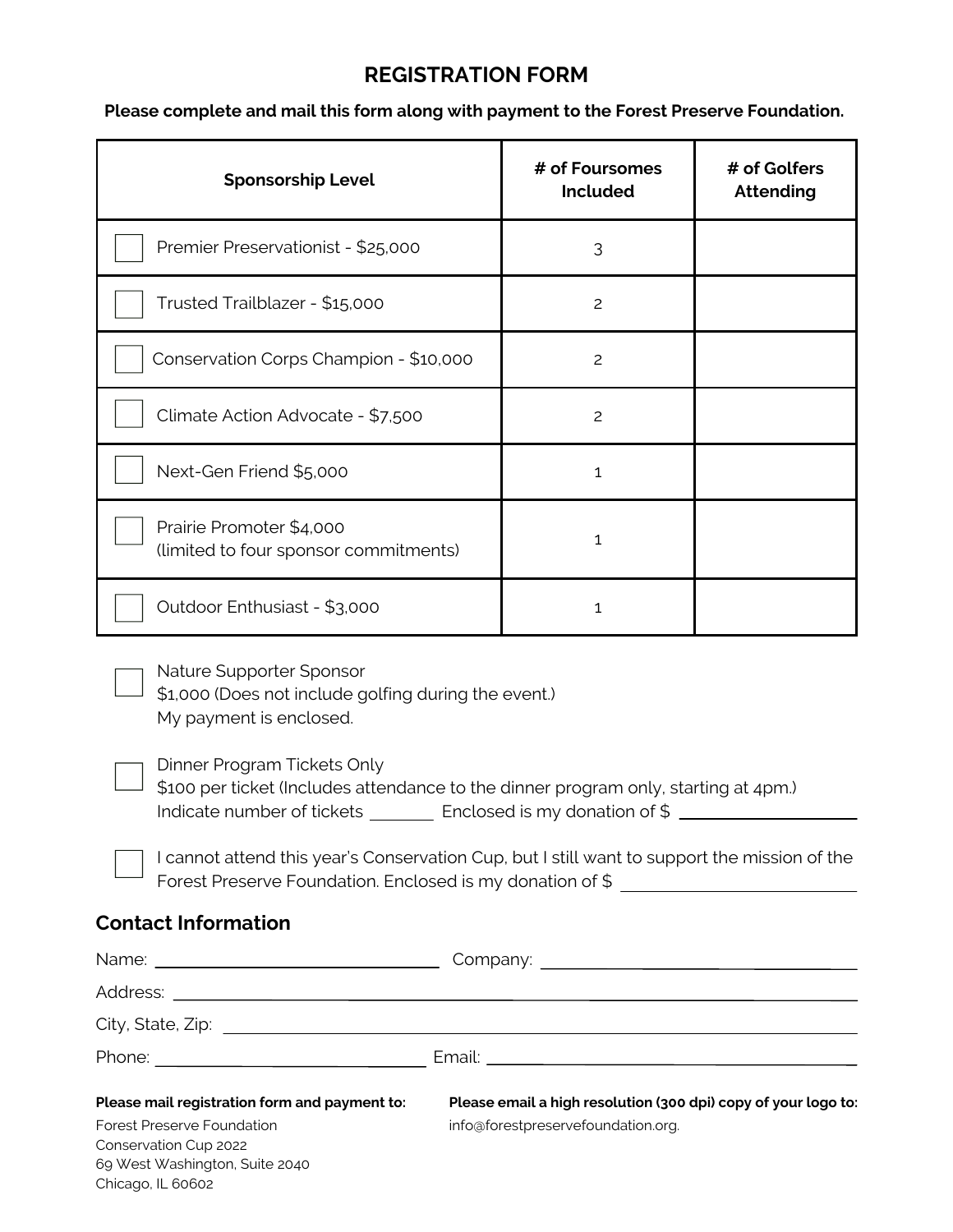# REGISTRATION FORM

**Please complete and mail this form along with payment to the Forest Preserve Foundation.**

| Sponsorship Level | # of Foursomes Included | # of Golfers Attending |
|---|---|---|
| ☐ Premier Preservationist - $25,000 | 3 | |
| ☐ Trusted Trailblazer - $15,000 | 2 | |
| ☐ Conservation Corps Champion - $10,000 | 2 | |
| ☐ Climate Action Advocate - $7,500 | 2 | |
| ☐ Next-Gen Friend $5,000 | 1 | |
| ☐ Prairie Promoter $4,000 (limited to four sponsor commitments) | 1 | |
| ☐ Outdoor Enthusiast - $3,000 | 1 | |

☐ Nature Supporter Sponsor
$1,000 (Does not include golfing during the event.)
My payment is enclosed.

☐ Dinner Program Tickets Only
$100 per ticket (Includes attendance to the dinner program only, starting at 4pm.)
Indicate number of tickets ________ Enclosed is my donation of $ ____________________

☐ I cannot attend this year's Conservation Cup, but I still want to support the mission of the Forest Preserve Foundation. Enclosed is my donation of $ ____________________

## Contact Information

Name: ______________________________ Company: ______________________________

Address: ____________________________________________________________

City, State, Zip: ______________________________________________________

Phone: ______________________________ Email: ______________________________

**Please mail registration form and payment to:**

Forest Preserve Foundation
Conservation Cup 2022
69 West Washington, Suite 2040
Chicago, IL 60602

**Please email a high resolution (300 dpi) copy of your logo to:**

info@forestpreservefoundation.org.